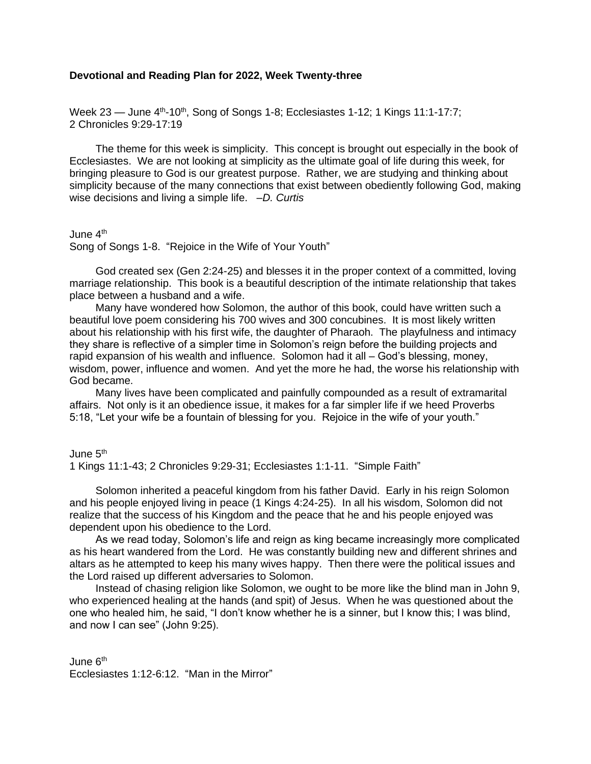**Devotional and Reading Plan for 2022, Week Twenty-three**

Week 23 — June 4th-10th, Song of Songs 1-8; Ecclesiastes 1-12; 1 Kings 11:1-17:7; 2 Chronicles 9:29-17:19

The theme for this week is simplicity. This concept is brought out especially in the book of Ecclesiastes. We are not looking at simplicity as the ultimate goal of life during this week, for bringing pleasure to God is our greatest purpose. Rather, we are studying and thinking about simplicity because of the many connections that exist between obediently following God, making wise decisions and living a simple life. *–D. Curtis*

June 4th
Song of Songs 1-8. "Rejoice in the Wife of Your Youth"

God created sex (Gen 2:24-25) and blesses it in the proper context of a committed, loving marriage relationship. This book is a beautiful description of the intimate relationship that takes place between a husband and a wife.

Many have wondered how Solomon, the author of this book, could have written such a beautiful love poem considering his 700 wives and 300 concubines. It is most likely written about his relationship with his first wife, the daughter of Pharaoh. The playfulness and intimacy they share is reflective of a simpler time in Solomon's reign before the building projects and rapid expansion of his wealth and influence. Solomon had it all – God's blessing, money, wisdom, power, influence and women. And yet the more he had, the worse his relationship with God became.

Many lives have been complicated and painfully compounded as a result of extramarital affairs. Not only is it an obedience issue, it makes for a far simpler life if we heed Proverbs 5:18, "Let your wife be a fountain of blessing for you. Rejoice in the wife of your youth."

June 5th
1 Kings 11:1-43; 2 Chronicles 9:29-31; Ecclesiastes 1:1-11. "Simple Faith"

Solomon inherited a peaceful kingdom from his father David. Early in his reign Solomon and his people enjoyed living in peace (1 Kings 4:24-25). In all his wisdom, Solomon did not realize that the success of his Kingdom and the peace that he and his people enjoyed was dependent upon his obedience to the Lord.

As we read today, Solomon's life and reign as king became increasingly more complicated as his heart wandered from the Lord. He was constantly building new and different shrines and altars as he attempted to keep his many wives happy. Then there were the political issues and the Lord raised up different adversaries to Solomon.

Instead of chasing religion like Solomon, we ought to be more like the blind man in John 9, who experienced healing at the hands (and spit) of Jesus. When he was questioned about the one who healed him, he said, "I don't know whether he is a sinner, but I know this; I was blind, and now I can see" (John 9:25).

June 6th
Ecclesiastes 1:12-6:12. "Man in the Mirror"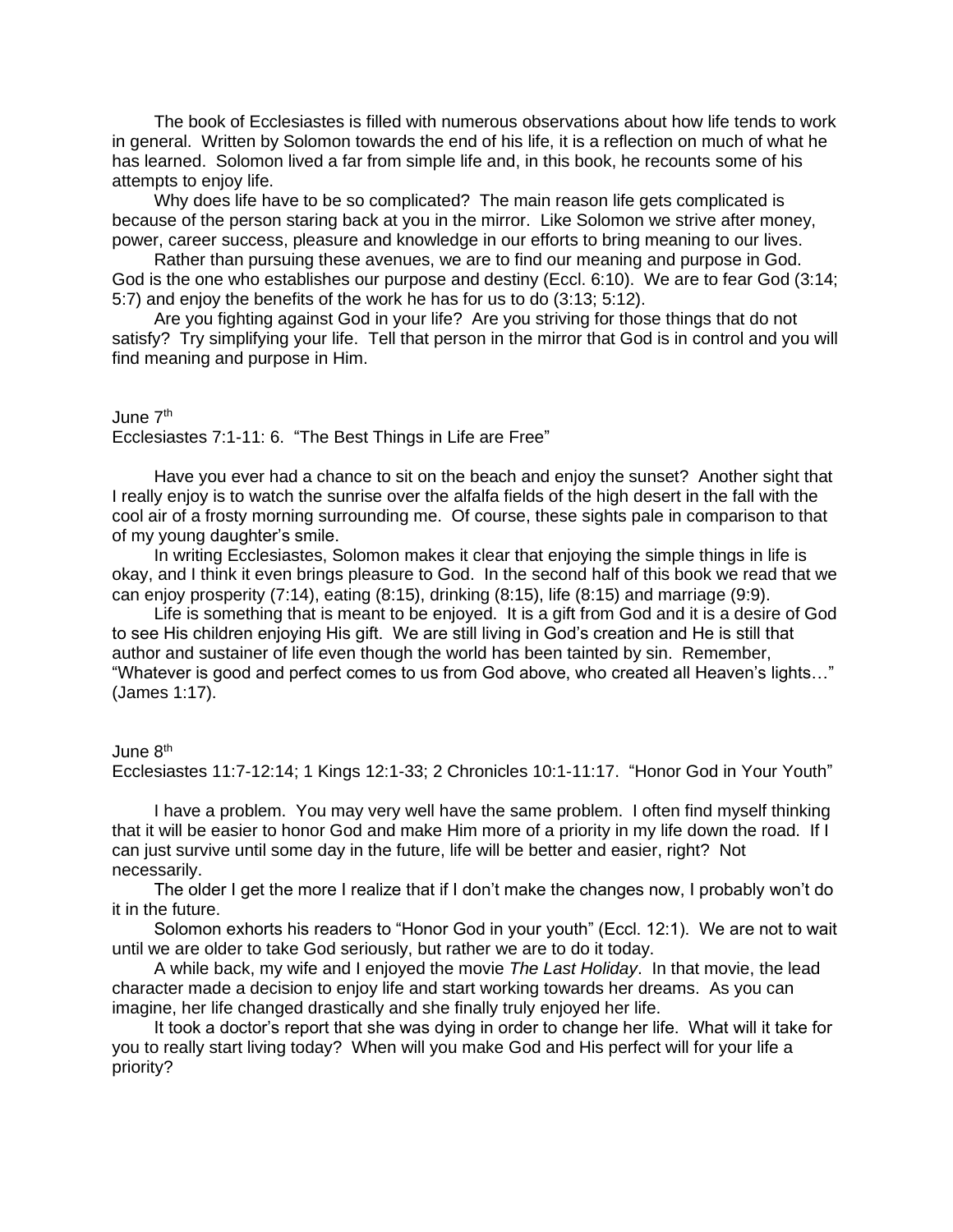The book of Ecclesiastes is filled with numerous observations about how life tends to work in general. Written by Solomon towards the end of his life, it is a reflection on much of what he has learned. Solomon lived a far from simple life and, in this book, he recounts some of his attempts to enjoy life.

Why does life have to be so complicated? The main reason life gets complicated is because of the person staring back at you in the mirror. Like Solomon we strive after money, power, career success, pleasure and knowledge in our efforts to bring meaning to our lives.

Rather than pursuing these avenues, we are to find our meaning and purpose in God. God is the one who establishes our purpose and destiny (Eccl. 6:10). We are to fear God (3:14; 5:7) and enjoy the benefits of the work he has for us to do (3:13; 5:12).

Are you fighting against God in your life? Are you striving for those things that do not satisfy? Try simplifying your life. Tell that person in the mirror that God is in control and you will find meaning and purpose in Him.

June 7th

Ecclesiastes 7:1-11: 6. "The Best Things in Life are Free"

Have you ever had a chance to sit on the beach and enjoy the sunset? Another sight that I really enjoy is to watch the sunrise over the alfalfa fields of the high desert in the fall with the cool air of a frosty morning surrounding me. Of course, these sights pale in comparison to that of my young daughter's smile.

In writing Ecclesiastes, Solomon makes it clear that enjoying the simple things in life is okay, and I think it even brings pleasure to God. In the second half of this book we read that we can enjoy prosperity (7:14), eating (8:15), drinking (8:15), life (8:15) and marriage (9:9).

Life is something that is meant to be enjoyed. It is a gift from God and it is a desire of God to see His children enjoying His gift. We are still living in God's creation and He is still that author and sustainer of life even though the world has been tainted by sin. Remember, "Whatever is good and perfect comes to us from God above, who created all Heaven's lights…" (James 1:17).

June 8th

Ecclesiastes 11:7-12:14; 1 Kings 12:1-33; 2 Chronicles 10:1-11:17. "Honor God in Your Youth"

I have a problem. You may very well have the same problem. I often find myself thinking that it will be easier to honor God and make Him more of a priority in my life down the road. If I can just survive until some day in the future, life will be better and easier, right? Not necessarily.

The older I get the more I realize that if I don't make the changes now, I probably won't do it in the future.

Solomon exhorts his readers to "Honor God in your youth" (Eccl. 12:1). We are not to wait until we are older to take God seriously, but rather we are to do it today.

A while back, my wife and I enjoyed the movie *The Last Holiday*. In that movie, the lead character made a decision to enjoy life and start working towards her dreams. As you can imagine, her life changed drastically and she finally truly enjoyed her life.

It took a doctor's report that she was dying in order to change her life. What will it take for you to really start living today? When will you make God and His perfect will for your life a priority?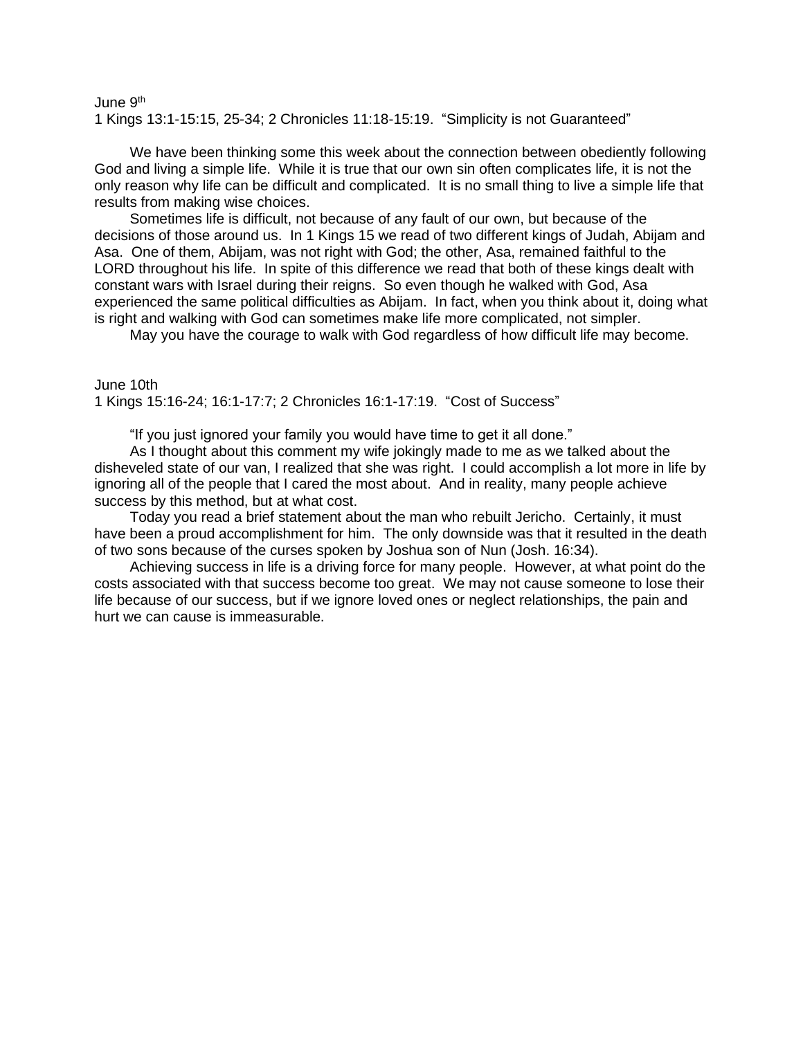June 9th

1 Kings 13:1-15:15, 25-34; 2 Chronicles 11:18-15:19. “Simplicity is not Guaranteed”

We have been thinking some this week about the connection between obediently following God and living a simple life. While it is true that our own sin often complicates life, it is not the only reason why life can be difficult and complicated. It is no small thing to live a simple life that results from making wise choices.

Sometimes life is difficult, not because of any fault of our own, but because of the decisions of those around us. In 1 Kings 15 we read of two different kings of Judah, Abijam and Asa. One of them, Abijam, was not right with God; the other, Asa, remained faithful to the LORD throughout his life. In spite of this difference we read that both of these kings dealt with constant wars with Israel during their reigns. So even though he walked with God, Asa experienced the same political difficulties as Abijam. In fact, when you think about it, doing what is right and walking with God can sometimes make life more complicated, not simpler.

May you have the courage to walk with God regardless of how difficult life may become.

June 10th

1 Kings 15:16-24; 16:1-17:7; 2 Chronicles 16:1-17:19. “Cost of Success”

“If you just ignored your family you would have time to get it all done.”

As I thought about this comment my wife jokingly made to me as we talked about the disheveled state of our van, I realized that she was right. I could accomplish a lot more in life by ignoring all of the people that I cared the most about. And in reality, many people achieve success by this method, but at what cost.

Today you read a brief statement about the man who rebuilt Jericho. Certainly, it must have been a proud accomplishment for him. The only downside was that it resulted in the death of two sons because of the curses spoken by Joshua son of Nun (Josh. 16:34).

Achieving success in life is a driving force for many people. However, at what point do the costs associated with that success become too great. We may not cause someone to lose their life because of our success, but if we ignore loved ones or neglect relationships, the pain and hurt we can cause is immeasurable.